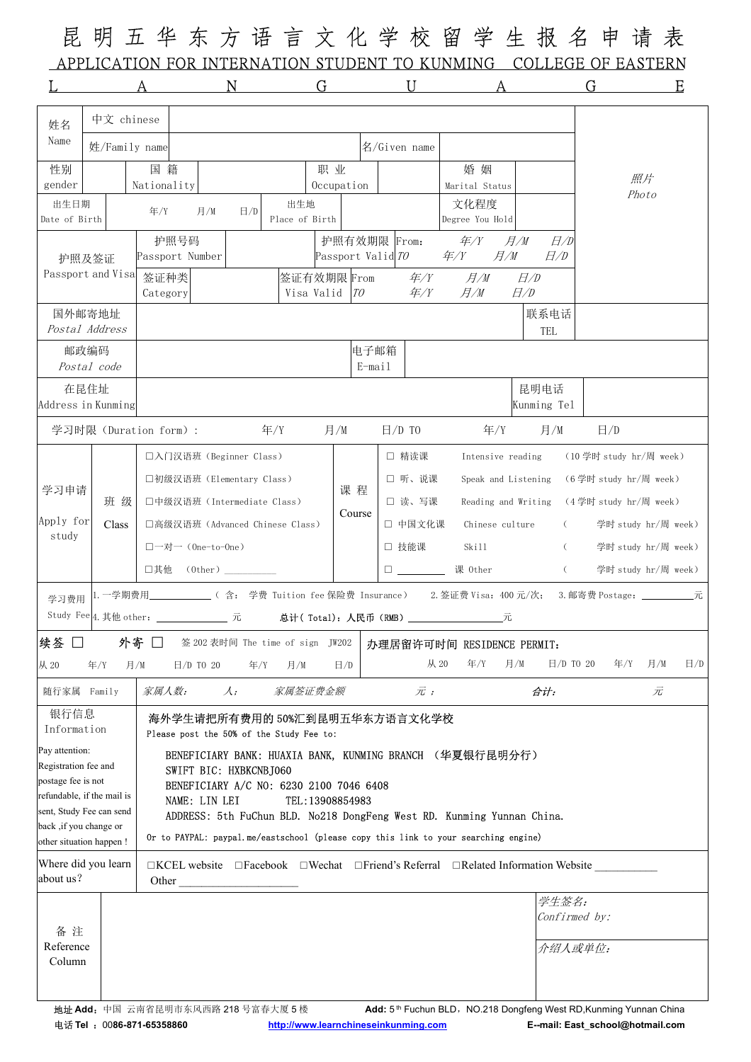# 昆明五华东方语言文化学校留学生报名申请表

## APPLICATION FOR INTERNATION STUDENT TO KUNMING COLLEGE OF EASTERN LANGUAGE

| | | | | | | |
|---|---|---|---|---|---|---|
| 姓名 Name | 中文 chinese | | | | | 照片 Photo |
| | 姓/Family name | | 名/Given name | | | |
| 性别 gender | | 国籍 Nationality | | 职业 Occupation | | 婚姻 Marital Status |
| 出生日期 Date of Birth | 年/Y 月/M 日/D | 出生地 Place of Birth | | 文化程度 Degree You Hold | | |
| 护照及签证 Passport and Visa | 护照号码 Passport Number | | 护照有效期限 Passport Valid | From: 年/Y 月/M 日/D TO 年/Y 月/M 日/D | | |
| | 签证种类 Category | | 签证有效期限 Visa Valid | From 年/Y 月/M 日/D TO 年/Y 月/M 日/D | | |
| 国外邮寄地址 Postal Address | | | | 联系电话 TEL | | |
| 邮政编码 Postal code | | 电子邮箱 E-mail | | | | |
| 在昆住址 Address in Kunming | | | | 昆明电话 Kunming Tel | | |

学习时限（Duration form）： 年/Y 月/M 日/D TO 年/Y 月/M 日/D

| 学习申请 Apply for study | 班级 Class | | 课程 Course | | | |
|---|---|---|---|---|---|---|
| | | □入门汉语班（Beginner Class） | | □ 精读课 | Intensive reading | （10 学时 study hr/周 week） |
| | | □初级汉语班（Elementary Class） | | □ 听、说课 | Speak and Listening | （6 学时 study hr/周 week） |
| | | □中级汉语班（Intermediate Class） | | □ 读、写课 | Reading and Writing | （4 学时 study hr/周 week） |
| | | □高级汉语班（Advanced Chinese Class） | | □ 中国文化课 | Chinese culture | （ 学时 study hr/周 week） |
| | | □一对一（One-to-One） | | □ 技能课 | Skill | （ 学时 study hr/周 week） |
| | | □其他 （Other）__________ | | □ ________ 课 Other | | （ 学时 study hr/周 week） |

学习费用 Study Fee：1. 一学期费用__________（含：学费 Tuition fee 保险费 Insurance） 2. 签证费 Visa：400 元/次； 3. 邮寄费 Postage：__________元 4. 其他 other：__________ 元 总计（Total）：人民币（RMB）__________元

续签 □ 外寄 □ 签 202 表时间 The time of sign JW202 从 20 年/Y 月/M 日/D TO 20 年/Y 月/M 日/D

办理居留许可时间 RESIDENCE PERMIT： 从 20 年/Y 月/M 日/D TO 20 年/Y 月/M 日/D

随行家属 Family | 家属人数： 人； 家属签证费金额 元； 合计： 元

**银行信息 Information**

Pay attention: Registration fee and postage fee is not refundable, if the mail is sent, Study Fee can send back ,if you change or other situation happen !

海外学生请把所有费用的 50%汇到昆明五华东方语言文化学校

Please post the 50% of the Study Fee to:

BENEFICIARY BANK: HUAXIA BANK, KUNMING BRANCH （华夏银行昆明分行）
SWIFT BIC: HXBKCNBJ060
BENEFICIARY A/C NO: 6230 2100 7046 6408
NAME: LIN LEI TEL:13908854983
ADDRESS: 5th FuChun BLD. No218 DongFeng West RD. Kunming Yunnan China.

Or to PAYPAL: paypal.me/eastschool (please copy this link to your searching engine)

Where did you learn about us? □KCEL website □Facebook □Wechat □Friend's Referral □Related Information Website __________ Other ____________________

| 备注 Reference Column | | 学生签名: Confirmed by: |
|---|---|---|
| | | 介绍人或单位: |

地址 Add：中国 云南省昆明市东风西路 218 号富春大厦 5 楼 Add: 5th Fuchun BLD，NO.218 Dongfeng West RD,Kunming Yunnan China

电话 Tel ：0086-871-65358860 http://www.learnchineseinkunming.com E--mail: East_school@hotmail.com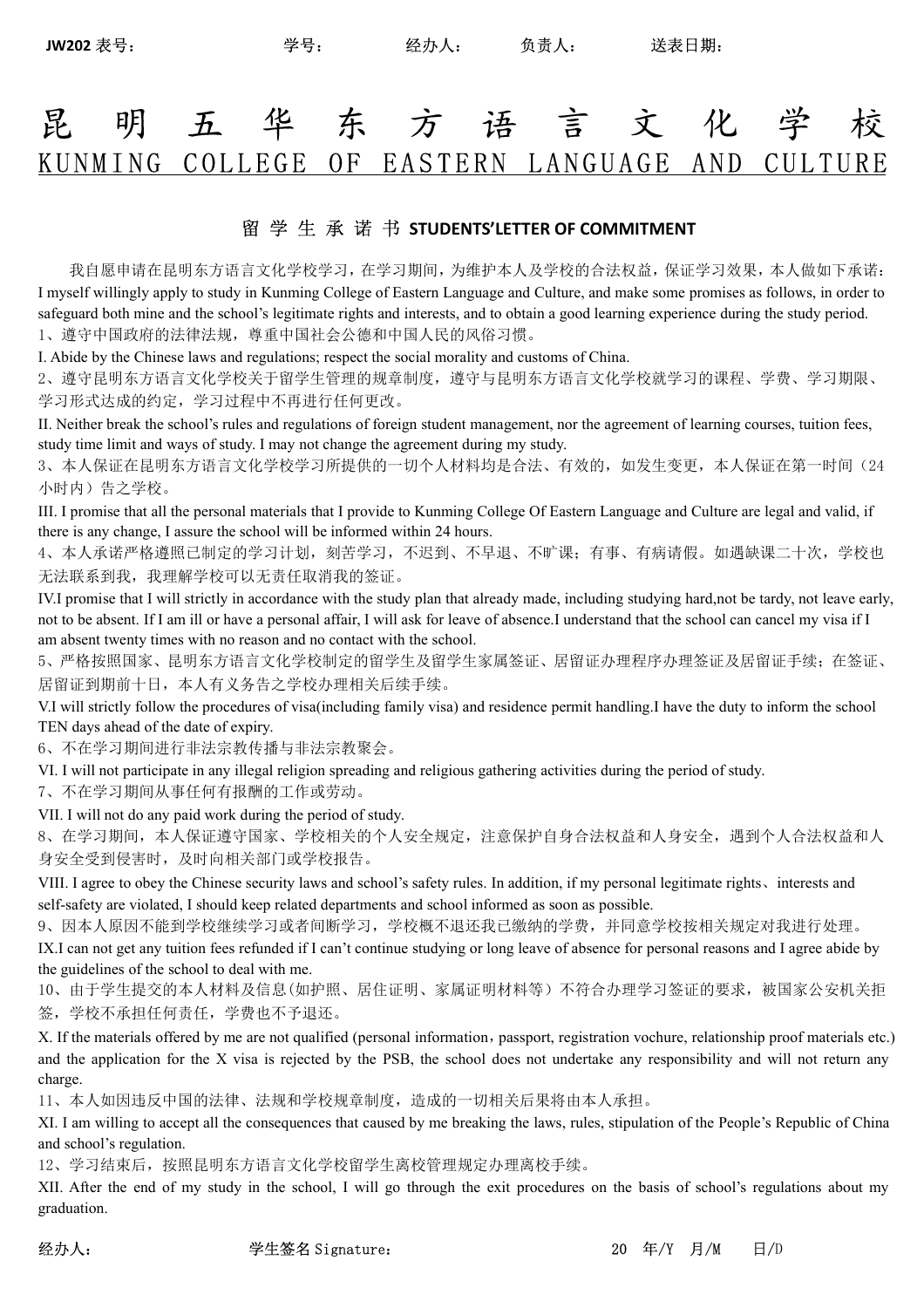JW202 表号：　　　　　　　　学号：　　　　　经办人：　　　负责人：　　　　送表日期：

# 昆明五华东方语言文化学校

# KUNMING COLLEGE OF EASTERN LANGUAGE AND CULTURE

## 留学生承诺书 STUDENTS'LETTER OF COMMITMENT

我自愿申请在昆明东方语言文化学校学习，在学习期间，为维护本人及学校的合法权益，保证学习效果，本人做如下承诺：
I myself willingly apply to study in Kunming College of Eastern Language and Culture, and make some promises as follows, in order to safeguard both mine and the school's legitimate rights and interests, and to obtain a good learning experience during the study period.

1、遵守中国政府的法律法规，尊重中国社会公德和中国人民的风俗习惯。

I. Abide by the Chinese laws and regulations; respect the social morality and customs of China.

2、遵守昆明东方语言文化学校关于留学生管理的规章制度，遵守与昆明东方语言文化学校就学习的课程、学费、学习期限、学习形式达成的约定，学习过程中不再进行任何更改。

II. Neither break the school's rules and regulations of foreign student management, nor the agreement of learning courses, tuition fees, study time limit and ways of study. I may not change the agreement during my study.

3、本人保证在昆明东方语言文化学校学习所提供的一切个人材料均是合法、有效的，如发生变更，本人保证在第一时间（24小时内）告之学校。

III. I promise that all the personal materials that I provide to Kunming College Of Eastern Language and Culture are legal and valid, if there is any change, I assure the school will be informed within 24 hours.

4、本人承诺严格遵照已制定的学习计划，刻苦学习，不迟到、不早退、不旷课；有事、有病请假。如遇缺课二十次，学校也无法联系到我，我理解学校可以无责任取消我的签证。

IV.I promise that I will strictly in accordance with the study plan that already made, including studying hard,not be tardy, not leave early, not to be absent. If I am ill or have a personal affair, I will ask for leave of absence.I understand that the school can cancel my visa if I am absent twenty times with no reason and no contact with the school.

5、严格按照国家、昆明东方语言文化学校制定的留学生及留学生家属签证、居留证办理程序办理签证及居留证手续；在签证、居留证到期前十日，本人有义务告之学校办理相关后续手续。

V.I will strictly follow the procedures of visa(including family visa) and residence permit handling.I have the duty to inform the school TEN days ahead of the date of expiry.

6、不在学习期间进行非法宗教传播与非法宗教聚会。

VI. I will not participate in any illegal religion spreading and religious gathering activities during the period of study.

7、不在学习期间从事任何有报酬的工作或劳动。

VII. I will not do any paid work during the period of study.

8、在学习期间，本人保证遵守国家、学校相关的个人安全规定，注意保护自身合法权益和人身安全，遇到个人合法权益和人身安全受到侵害时，及时向相关部门或学校报告。

VIII. I agree to obey the Chinese security laws and school's safety rules. In addition, if my personal legitimate rights、interests and self-safety are violated, I should keep related departments and school informed as soon as possible.

9、因本人原因不能到学校继续学习或者间断学习，学校概不退还我已缴纳的学费，并同意学校按相关规定对我进行处理。

IX.I can not get any tuition fees refunded if I can't continue studying or long leave of absence for personal reasons and I agree abide by the guidelines of the school to deal with me.

10、由于学生提交的本人材料及信息(如护照、居住证明、家属证明材料等）不符合办理学习签证的要求，被国家公安机关拒签，学校不承担任何责任，学费也不予退还。

X. If the materials offered by me are not qualified (personal information，passport, registration vochure, relationship proof materials etc.) and the application for the X visa is rejected by the PSB, the school does not undertake any responsibility and will not return any charge.

11、本人如因违反中国的法律、法规和学校规章制度，造成的一切相关后果将由本人承担。

XI. I am willing to accept all the consequences that caused by me breaking the laws, rules, stipulation of the People's Republic of China and school's regulation.

12、学习结束后，按照昆明东方语言文化学校留学生离校管理规定办理离校手续。

XII. After the end of my study in the school, I will go through the exit procedures on the basis of school's regulations about my graduation.

经办人：　　　　　　　学生签名 Signature：　　　　　　　　　20　年/Y　月/M　　日/D